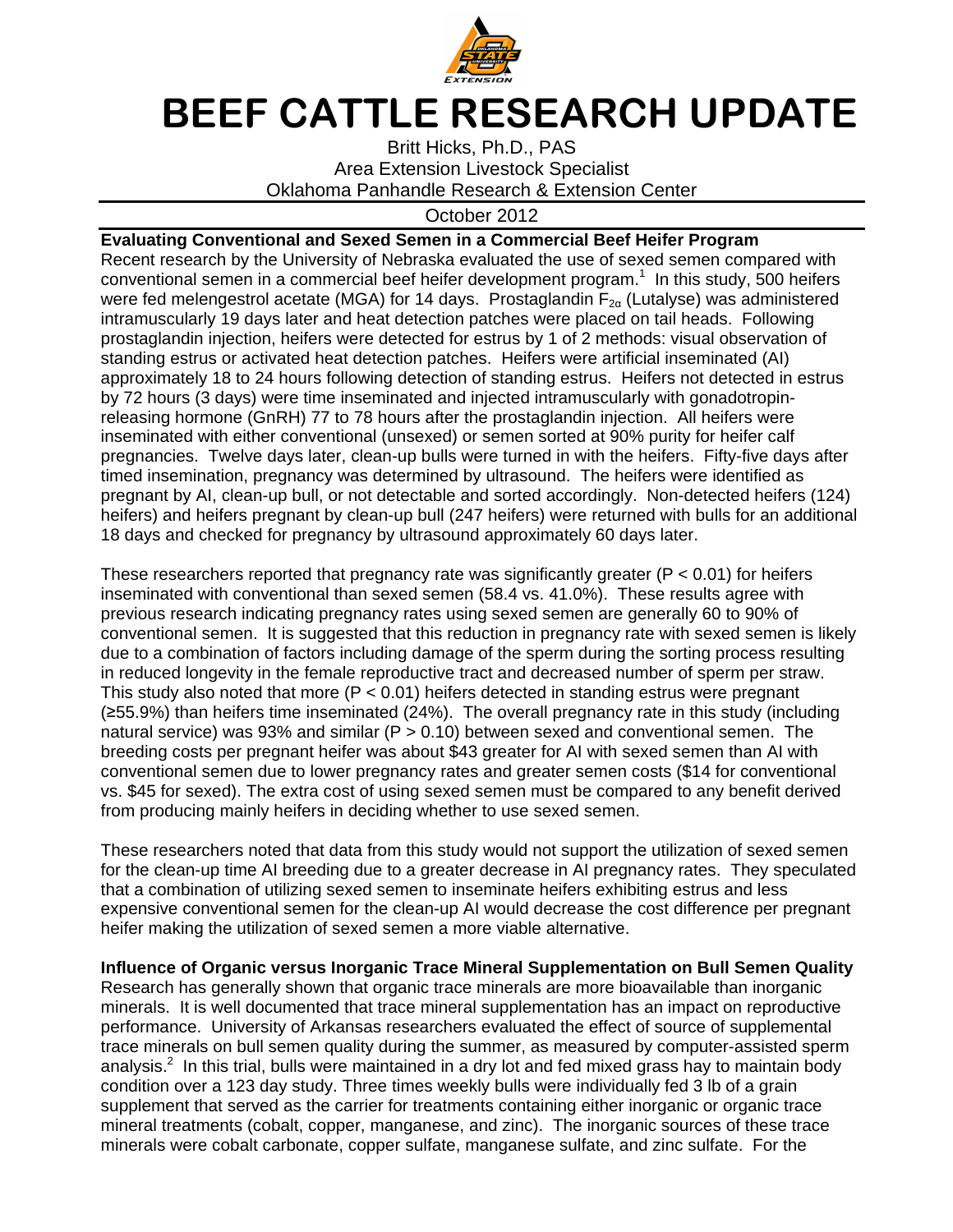# BEEF CATTLE RESEARCH UPDATE

Britt Hicks, Ph.D., PAS
Area Extension Livestock Specialist
Oklahoma Panhandle Research & Extension Center

October 2012

**Evaluating Conventional and Sexed Semen in a Commercial Beef Heifer Program**

Recent research by the University of Nebraska evaluated the use of sexed semen compared with conventional semen in a commercial beef heifer development program.[1] In this study, 500 heifers were fed melengestrol acetate (MGA) for 14 days. Prostaglandin $F_{2\alpha}$ (Lutalyse) was administered intramuscularly 19 days later and heat detection patches were placed on tail heads. Following prostaglandin injection, heifers were detected for estrus by 1 of 2 methods: visual observation of standing estrus or activated heat detection patches. Heifers were artificial inseminated (AI) approximately 18 to 24 hours following detection of standing estrus. Heifers not detected in estrus by 72 hours (3 days) were time inseminated and injected intramuscularly with gonadotropin-releasing hormone (GnRH) 77 to 78 hours after the prostaglandin injection. All heifers were inseminated with either conventional (unsexed) or semen sorted at 90% purity for heifer calf pregnancies. Twelve days later, clean-up bulls were turned in with the heifers. Fifty-five days after timed insemination, pregnancy was determined by ultrasound. The heifers were identified as pregnant by AI, clean-up bull, or not detectable and sorted accordingly. Non-detected heifers (124) heifers) and heifers pregnant by clean-up bull (247 heifers) were returned with bulls for an additional 18 days and checked for pregnancy by ultrasound approximately 60 days later.

These researchers reported that pregnancy rate was significantly greater ($P < 0.01$) for heifers inseminated with conventional than sexed semen (58.4 vs. 41.0%). These results agree with previous research indicating pregnancy rates using sexed semen are generally 60 to 90% of conventional semen. It is suggested that this reduction in pregnancy rate with sexed semen is likely due to a combination of factors including damage of the sperm during the sorting process resulting in reduced longevity in the female reproductive tract and decreased number of sperm per straw. This study also noted that more ($P < 0.01$) heifers detected in standing estrus were pregnant (≥55.9%) than heifers time inseminated (24%). The overall pregnancy rate in this study (including natural service) was 93% and similar ($P > 0.10$) between sexed and conventional semen. The breeding costs per pregnant heifer was about $43 greater for AI with sexed semen than AI with conventional semen due to lower pregnancy rates and greater semen costs ($14 for conventional vs. $45 for sexed). The extra cost of using sexed semen must be compared to any benefit derived from producing mainly heifers in deciding whether to use sexed semen.

These researchers noted that data from this study would not support the utilization of sexed semen for the clean-up time AI breeding due to a greater decrease in AI pregnancy rates. They speculated that a combination of utilizing sexed semen to inseminate heifers exhibiting estrus and less expensive conventional semen for the clean-up AI would decrease the cost difference per pregnant heifer making the utilization of sexed semen a more viable alternative.

**Influence of Organic versus Inorganic Trace Mineral Supplementation on Bull Semen Quality**

Research has generally shown that organic trace minerals are more bioavailable than inorganic minerals. It is well documented that trace mineral supplementation has an impact on reproductive performance. University of Arkansas researchers evaluated the effect of source of supplemental trace minerals on bull semen quality during the summer, as measured by computer-assisted sperm analysis.[2] In this trial, bulls were maintained in a dry lot and fed mixed grass hay to maintain body condition over a 123 day study. Three times weekly bulls were individually fed 3 lb of a grain supplement that served as the carrier for treatments containing either inorganic or organic trace mineral treatments (cobalt, copper, manganese, and zinc). The inorganic sources of these trace minerals were cobalt carbonate, copper sulfate, manganese sulfate, and zinc sulfate. For the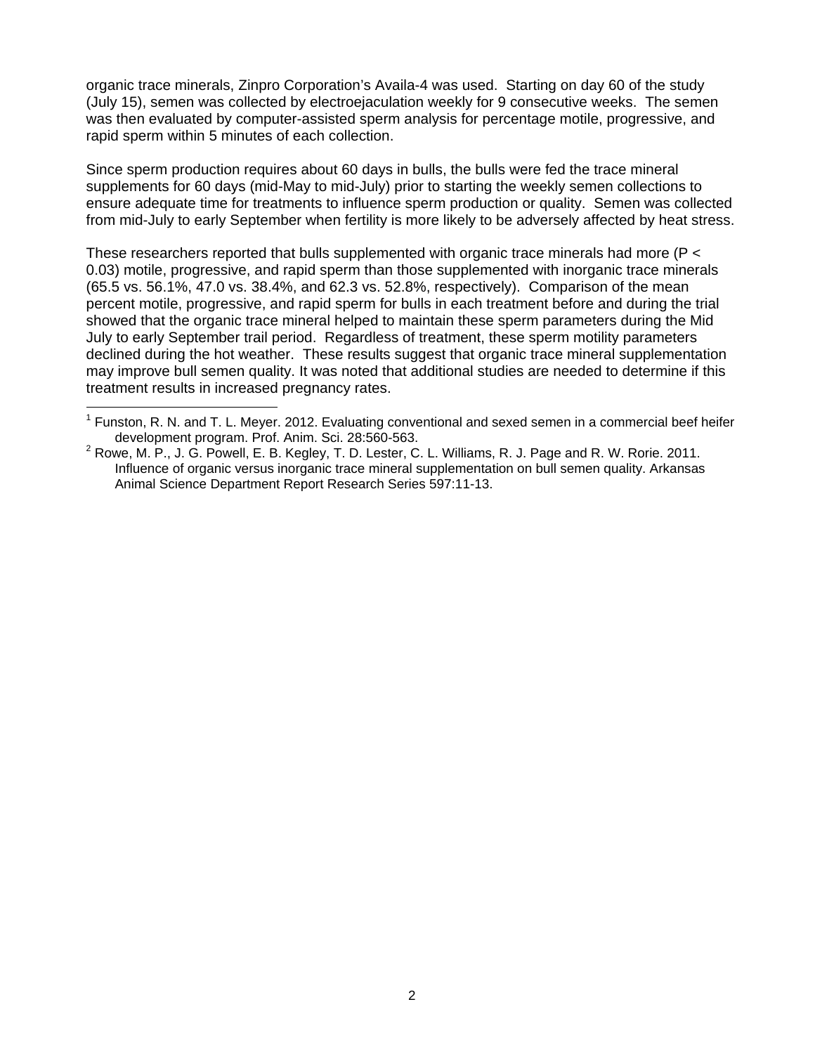organic trace minerals, Zinpro Corporation's Availa-4 was used. Starting on day 60 of the study (July 15), semen was collected by electroejaculation weekly for 9 consecutive weeks. The semen was then evaluated by computer-assisted sperm analysis for percentage motile, progressive, and rapid sperm within 5 minutes of each collection.

Since sperm production requires about 60 days in bulls, the bulls were fed the trace mineral supplements for 60 days (mid-May to mid-July) prior to starting the weekly semen collections to ensure adequate time for treatments to influence sperm production or quality. Semen was collected from mid-July to early September when fertility is more likely to be adversely affected by heat stress.

These researchers reported that bulls supplemented with organic trace minerals had more ($P < 0.03$) motile, progressive, and rapid sperm than those supplemented with inorganic trace minerals (65.5 vs. 56.1%, 47.0 vs. 38.4%, and 62.3 vs. 52.8%, respectively). Comparison of the mean percent motile, progressive, and rapid sperm for bulls in each treatment before and during the trial showed that the organic trace mineral helped to maintain these sperm parameters during the Mid July to early September trail period. Regardless of treatment, these sperm motility parameters declined during the hot weather. These results suggest that organic trace mineral supplementation may improve bull semen quality. It was noted that additional studies are needed to determine if this treatment results in increased pregnancy rates.

---

[1] Funston, R. N. and T. L. Meyer. 2012. Evaluating conventional and sexed semen in a commercial beef heifer development program. Prof. Anim. Sci. 28:560-563.

[2] Rowe, M. P., J. G. Powell, E. B. Kegley, T. D. Lester, C. L. Williams, R. J. Page and R. W. Rorie. 2011. Influence of organic versus inorganic trace mineral supplementation on bull semen quality. Arkansas Animal Science Department Report Research Series 597:11-13.